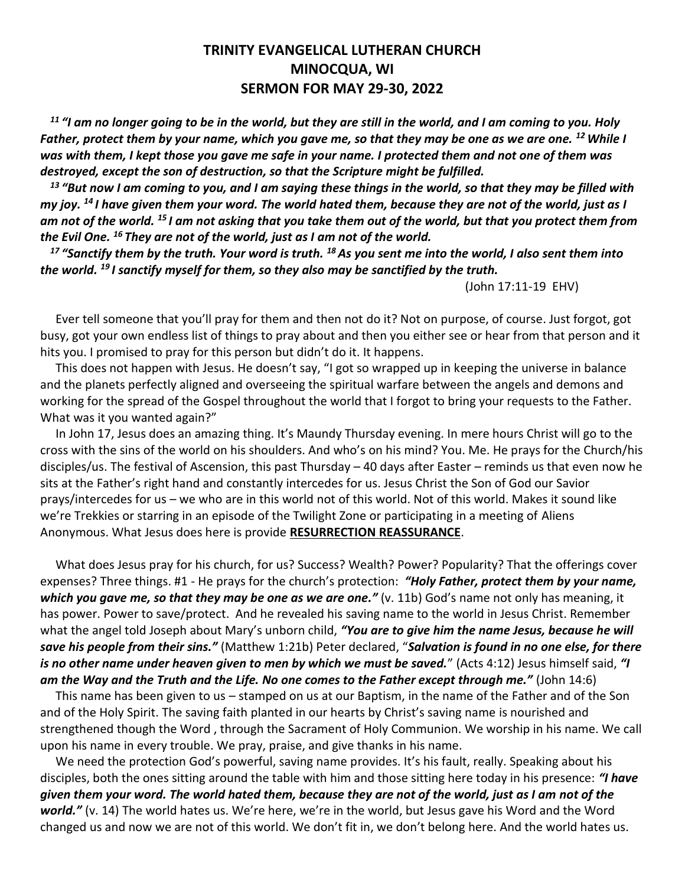**TRINITY EVANGELICAL LUTHERAN CHURCH**
**MINOCQUA, WI**
**SERMON FOR MAY 29-30, 2022**

***[11] "I am no longer going to be in the world, but they are still in the world, and I am coming to you. Holy Father, protect them by your name, which you gave me, so that they may be one as we are one. [12] While I was with them, I kept those you gave me safe in your name. I protected them and not one of them was destroyed, except the son of destruction, so that the Scripture might be fulfilled.***

***[13] "But now I am coming to you, and I am saying these things in the world, so that they may be filled with my joy. [14] I have given them your word. The world hated them, because they are not of the world, just as I am not of the world. [15] I am not asking that you take them out of the world, but that you protect them from the Evil One. [16] They are not of the world, just as I am not of the world.***

***[17] "Sanctify them by the truth. Your word is truth. [18] As you sent me into the world, I also sent them into the world. [19] I sanctify myself for them, so they also may be sanctified by the truth.***

(John 17:11-19 EHV)

Ever tell someone that you'll pray for them and then not do it? Not on purpose, of course. Just forgot, got busy, got your own endless list of things to pray about and then you either see or hear from that person and it hits you. I promised to pray for this person but didn't do it. It happens.

This does not happen with Jesus. He doesn't say, "I got so wrapped up in keeping the universe in balance and the planets perfectly aligned and overseeing the spiritual warfare between the angels and demons and working for the spread of the Gospel throughout the world that I forgot to bring your requests to the Father. What was it you wanted again?"

In John 17, Jesus does an amazing thing. It's Maundy Thursday evening. In mere hours Christ will go to the cross with the sins of the world on his shoulders. And who's on his mind? You. Me. He prays for the Church/his disciples/us. The festival of Ascension, this past Thursday – 40 days after Easter – reminds us that even now he sits at the Father's right hand and constantly intercedes for us. Jesus Christ the Son of God our Savior prays/intercedes for us – we who are in this world not of this world. Not of this world. Makes it sound like we're Trekkies or starring in an episode of the Twilight Zone or participating in a meeting of Aliens Anonymous. What Jesus does here is provide **RESURRECTION REASSURANCE**.

What does Jesus pray for his church, for us? Success? Wealth? Power? Popularity? That the offerings cover expenses? Three things. #1 - He prays for the church's protection: ***"Holy Father, protect them by your name, which you gave me, so that they may be one as we are one."*** (v. 11b) God's name not only has meaning, it has power. Power to save/protect. And he revealed his saving name to the world in Jesus Christ. Remember what the angel told Joseph about Mary's unborn child, ***"You are to give him the name Jesus, because he will save his people from their sins."*** (Matthew 1:21b) Peter declared, "***Salvation is found in no one else, for there is no other name under heaven given to men by which we must be saved.***" (Acts 4:12) Jesus himself said, ***"I am the Way and the Truth and the Life. No one comes to the Father except through me."*** (John 14:6)

This name has been given to us – stamped on us at our Baptism, in the name of the Father and of the Son and of the Holy Spirit. The saving faith planted in our hearts by Christ's saving name is nourished and strengthened though the Word , through the Sacrament of Holy Communion. We worship in his name. We call upon his name in every trouble. We pray, praise, and give thanks in his name.

We need the protection God's powerful, saving name provides. It's his fault, really. Speaking about his disciples, both the ones sitting around the table with him and those sitting here today in his presence: ***"I have given them your word. The world hated them, because they are not of the world, just as I am not of the world."*** (v. 14) The world hates us. We're here, we're in the world, but Jesus gave his Word and the Word changed us and now we are not of this world. We don't fit in, we don't belong here. And the world hates us.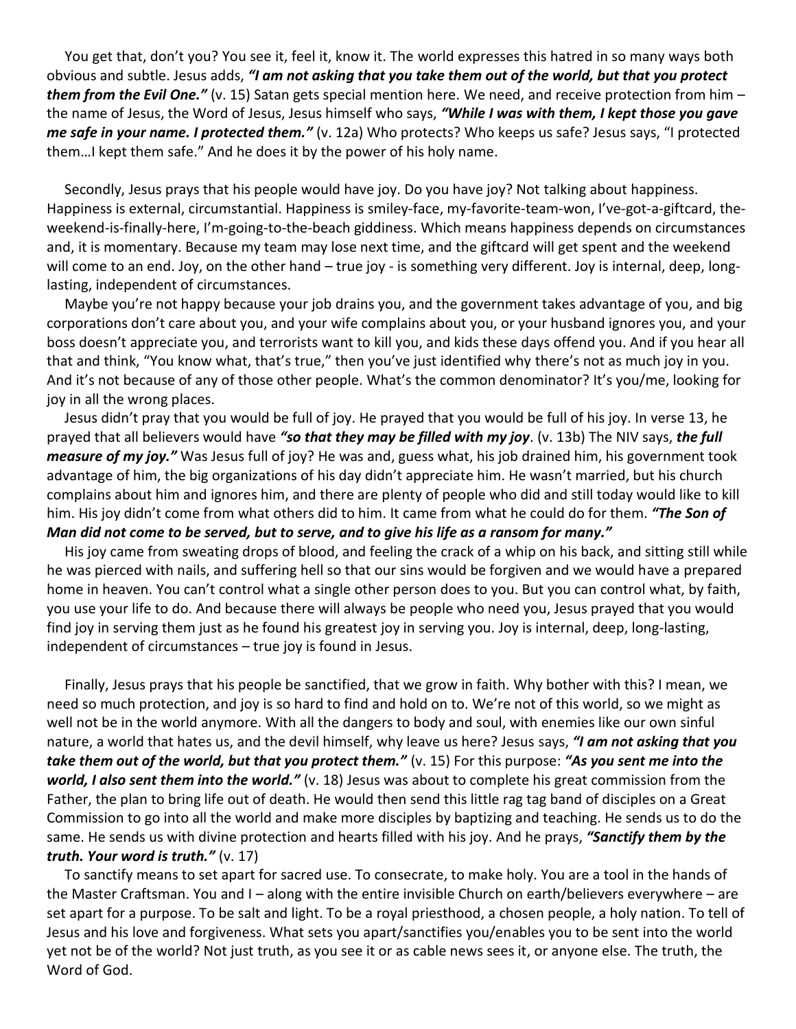You get that, don't you? You see it, feel it, know it. The world expresses this hatred in so many ways both obvious and subtle. Jesus adds, ***"I am not asking that you take them out of the world, but that you protect them from the Evil One."*** (v. 15) Satan gets special mention here. We need, and receive protection from him – the name of Jesus, the Word of Jesus, Jesus himself who says, ***"While I was with them, I kept those you gave me safe in your name. I protected them."*** (v. 12a) Who protects? Who keeps us safe? Jesus says, "I protected them…I kept them safe." And he does it by the power of his holy name.

Secondly, Jesus prays that his people would have joy. Do you have joy? Not talking about happiness. Happiness is external, circumstantial. Happiness is smiley-face, my-favorite-team-won, I've-got-a-giftcard, the-weekend-is-finally-here, I'm-going-to-the-beach giddiness. Which means happiness depends on circumstances and, it is momentary. Because my team may lose next time, and the giftcard will get spent and the weekend will come to an end. Joy, on the other hand – true joy - is something very different. Joy is internal, deep, long-lasting, independent of circumstances.

Maybe you're not happy because your job drains you, and the government takes advantage of you, and big corporations don't care about you, and your wife complains about you, or your husband ignores you, and your boss doesn't appreciate you, and terrorists want to kill you, and kids these days offend you. And if you hear all that and think, "You know what, that's true," then you've just identified why there's not as much joy in you. And it's not because of any of those other people. What's the common denominator? It's you/me, looking for joy in all the wrong places.

Jesus didn't pray that you would be full of joy. He prayed that you would be full of his joy. In verse 13, he prayed that all believers would have ***"so that they may be filled with my joy***. (v. 13b) The NIV says, ***the full measure of my joy."*** Was Jesus full of joy? He was and, guess what, his job drained him, his government took advantage of him, the big organizations of his day didn't appreciate him. He wasn't married, but his church complains about him and ignores him, and there are plenty of people who did and still today would like to kill him. His joy didn't come from what others did to him. It came from what he could do for them. ***"The Son of Man did not come to be served, but to serve, and to give his life as a ransom for many."***

His joy came from sweating drops of blood, and feeling the crack of a whip on his back, and sitting still while he was pierced with nails, and suffering hell so that our sins would be forgiven and we would have a prepared home in heaven. You can't control what a single other person does to you. But you can control what, by faith, you use your life to do. And because there will always be people who need you, Jesus prayed that you would find joy in serving them just as he found his greatest joy in serving you. Joy is internal, deep, long-lasting, independent of circumstances – true joy is found in Jesus.

Finally, Jesus prays that his people be sanctified, that we grow in faith. Why bother with this? I mean, we need so much protection, and joy is so hard to find and hold on to. We're not of this world, so we might as well not be in the world anymore. With all the dangers to body and soul, with enemies like our own sinful nature, a world that hates us, and the devil himself, why leave us here? Jesus says, ***"I am not asking that you take them out of the world, but that you protect them."*** (v. 15) For this purpose: ***"As you sent me into the world, I also sent them into the world."*** (v. 18) Jesus was about to complete his great commission from the Father, the plan to bring life out of death. He would then send this little rag tag band of disciples on a Great Commission to go into all the world and make more disciples by baptizing and teaching. He sends us to do the same. He sends us with divine protection and hearts filled with his joy. And he prays, ***"Sanctify them by the truth. Your word is truth."*** (v. 17)

To sanctify means to set apart for sacred use. To consecrate, to make holy. You are a tool in the hands of the Master Craftsman. You and I – along with the entire invisible Church on earth/believers everywhere – are set apart for a purpose. To be salt and light. To be a royal priesthood, a chosen people, a holy nation. To tell of Jesus and his love and forgiveness. What sets you apart/sanctifies you/enables you to be sent into the world yet not be of the world? Not just truth, as you see it or as cable news sees it, or anyone else. The truth, the Word of God.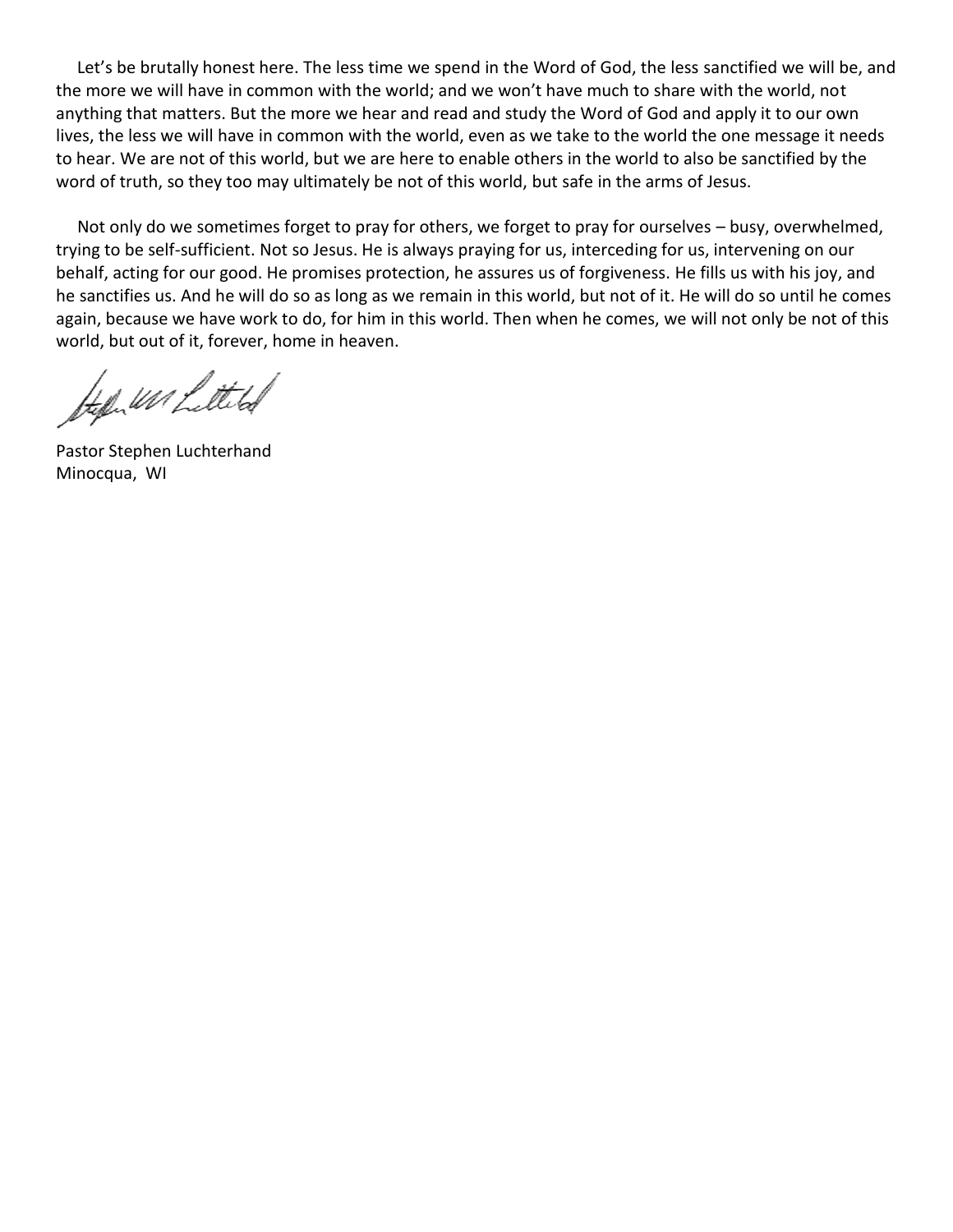Let's be brutally honest here. The less time we spend in the Word of God, the less sanctified we will be, and the more we will have in common with the world; and we won't have much to share with the world, not anything that matters. But the more we hear and read and study the Word of God and apply it to our own lives, the less we will have in common with the world, even as we take to the world the one message it needs to hear. We are not of this world, but we are here to enable others in the world to also be sanctified by the word of truth, so they too may ultimately be not of this world, but safe in the arms of Jesus.

Not only do we sometimes forget to pray for others, we forget to pray for ourselves – busy, overwhelmed, trying to be self-sufficient. Not so Jesus. He is always praying for us, interceding for us, intervening on our behalf, acting for our good. He promises protection, he assures us of forgiveness. He fills us with his joy, and he sanctifies us. And he will do so as long as we remain in this world, but not of it. He will do so until he comes again, because we have work to do, for him in this world. Then when he comes, we will not only be not of this world, but out of it, forever, home in heaven.

Pastor Stephen Luchterhand
Minocqua, WI